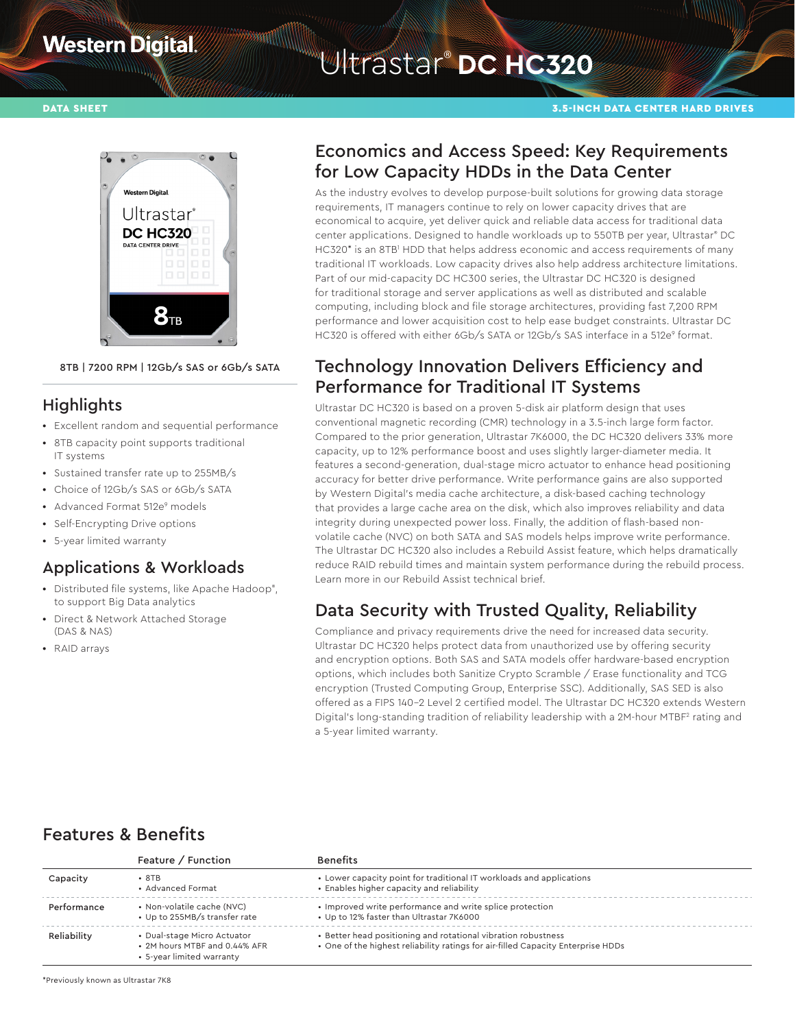# Ultrastar® DC HC320

DATA SHEET

3.5-INCH DATA CENTER HARD DRIVES

8TB | 7200 RPM | 12Gb/s SAS or 6Gb/s SATA

## Highlights

- Excellent random and sequential performance
- 8TB capacity point supports traditional IT systems
- Sustained transfer rate up to 255MB/s
- Choice of 12Gb/s SAS or 6Gb/s SATA
- Advanced Format 512e[9] models
- Self-Encrypting Drive options
- 5-year limited warranty

## Applications & Workloads

- Distributed file systems, like Apache Hadoop®, to support Big Data analytics
- Direct & Network Attached Storage (DAS & NAS)
- RAID arrays

## Economics and Access Speed: Key Requirements for Low Capacity HDDs in the Data Center

As the industry evolves to develop purpose-built solutions for growing data storage requirements, IT managers continue to rely on lower capacity drives that are economical to acquire, yet deliver quick and reliable data access for traditional data center applications. Designed to handle workloads up to 550TB per year, Ultrastar® DC HC320* is an 8TB[1] HDD that helps address economic and access requirements of many traditional IT workloads. Low capacity drives also help address architecture limitations. Part of our mid-capacity DC HC300 series, the Ultrastar DC HC320 is designed for traditional storage and server applications as well as distributed and scalable computing, including block and file storage architectures, providing fast 7,200 RPM performance and lower acquisition cost to help ease budget constraints. Ultrastar DC HC320 is offered with either 6Gb/s SATA or 12Gb/s SAS interface in a 512e[9] format.

## Technology Innovation Delivers Efficiency and Performance for Traditional IT Systems

Ultrastar DC HC320 is based on a proven 5-disk air platform design that uses conventional magnetic recording (CMR) technology in a 3.5-inch large form factor. Compared to the prior generation, Ultrastar 7K6000, the DC HC320 delivers 33% more capacity, up to 12% performance boost and uses slightly larger-diameter media. It features a second-generation, dual-stage micro actuator to enhance head positioning accuracy for better drive performance. Write performance gains are also supported by Western Digital's media cache architecture, a disk-based caching technology that provides a large cache area on the disk, which also improves reliability and data integrity during unexpected power loss. Finally, the addition of flash-based non-volatile cache (NVC) on both SATA and SAS models helps improve write performance. The Ultrastar DC HC320 also includes a Rebuild Assist feature, which helps dramatically reduce RAID rebuild times and maintain system performance during the rebuild process. Learn more in our Rebuild Assist technical brief.

## Data Security with Trusted Quality, Reliability

Compliance and privacy requirements drive the need for increased data security. Ultrastar DC HC320 helps protect data from unauthorized use by offering security and encryption options. Both SAS and SATA models offer hardware-based encryption options, which includes both Sanitize Crypto Scramble / Erase functionality and TCG encryption (Trusted Computing Group, Enterprise SSC). Additionally, SAS SED is also offered as a FIPS 140–2 Level 2 certified model. The Ultrastar DC HC320 extends Western Digital's long-standing tradition of reliability leadership with a 2M-hour MTBF[2] rating and a 5-year limited warranty.

## Features & Benefits

| | Feature / Function | Benefits |
|---|---|---|
| Capacity | • 8TB<br>• Advanced Format | • Lower capacity point for traditional IT workloads and applications<br>• Enables higher capacity and reliability |
| Performance | • Non-volatile cache (NVC)<br>• Up to 255MB/s transfer rate | • Improved write performance and write splice protection<br>• Up to 12% faster than Ultrastar 7K6000 |
| Reliability | • Dual-stage Micro Actuator<br>• 2M hours MTBF and 0.44% AFR<br>• 5-year limited warranty | • Better head positioning and rotational vibration robustness<br>• One of the highest reliability ratings for air-filled Capacity Enterprise HDDs |

*Previously known as Ultrastar 7K8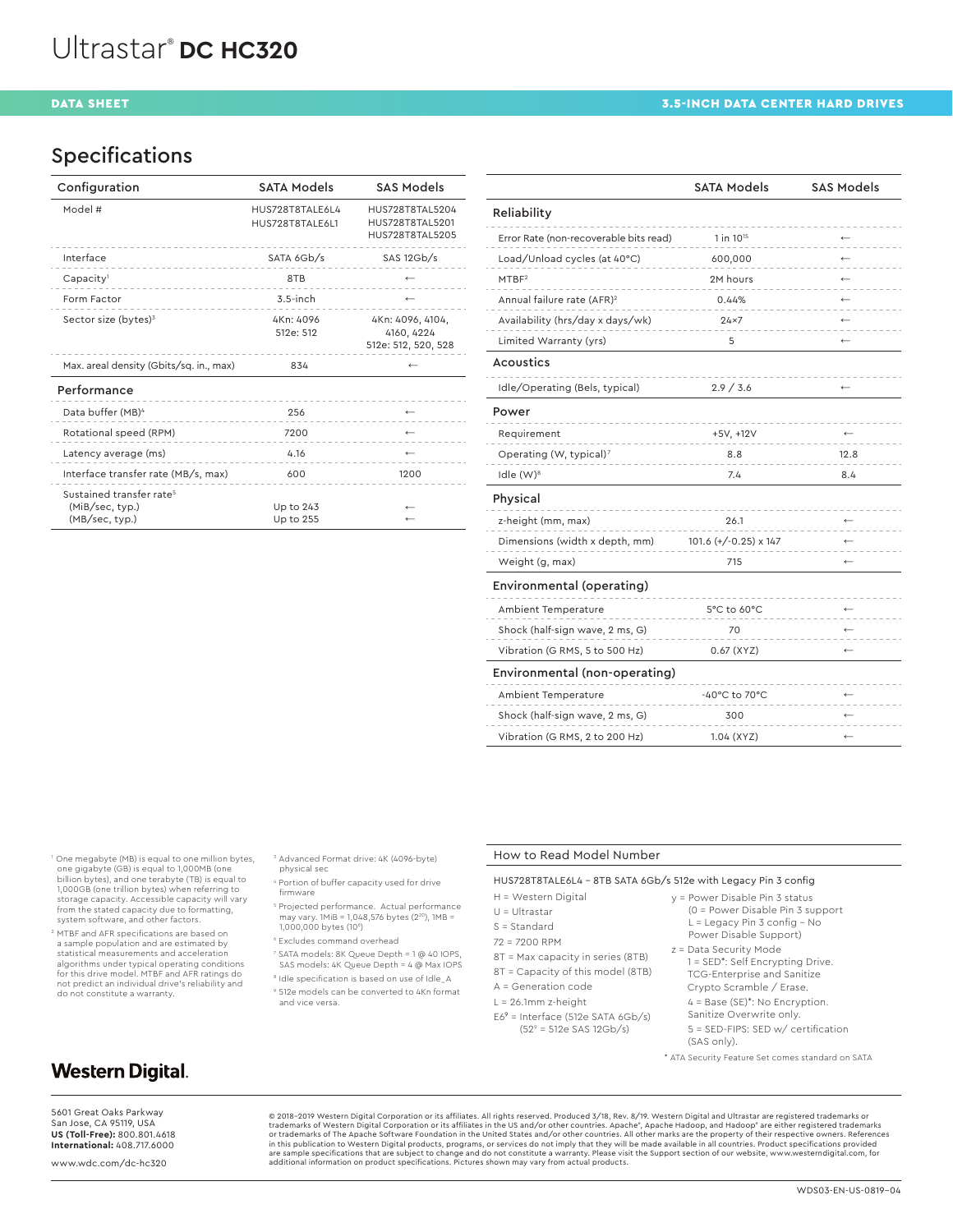# Ultrastar® DC HC320

DATA SHEET

3.5-INCH DATA CENTER HARD DRIVES

## Specifications

| Configuration | SATA Models | SAS Models |
|---|---|---|
| Model # | HUS728T8TALE6L4<br>HUS728T8TALE6L1 | HUS728T8TAL5204<br>HUS728T8TAL5201<br>HUS728T8TAL5205 |
| Interface | SATA 6Gb/s | SAS 12Gb/s |
| Capacity[1] | 8TB | ← |
| Form Factor | 3.5-inch | ← |
| Sector size (bytes)[3] | 4Kn: 4096<br>512e: 512 | 4Kn: 4096, 4104, 4160, 4224<br>512e: 512, 520, 528 |
| Max. areal density (Gbits/sq. in., max) | 834 | ← |
| **Performance** | | |
| Data buffer (MB)[4] | 256 | ← |
| Rotational speed (RPM) | 7200 | ← |
| Latency average (ms) | 4.16 | ← |
| Interface transfer rate (MB/s, max) | 600 | 1200 |
| Sustained transfer rate[5]<br>(MiB/sec, typ.)<br>(MB/sec, typ.) | <br>Up to 243<br>Up to 255 | <br>←<br>← |

| | SATA Models | SAS Models |
|---|---|---|
| **Reliability** | | |
| Error Rate (non-recoverable bits read) | 1 in $10^{15}$ | ← |
| Load/Unload cycles (at 40°C) | 600,000 | ← |
| MTBF[2] | 2M hours | ← |
| Annual failure rate (AFR)[2] | 0.44% | ← |
| Availability (hrs/day x days/wk) | 24×7 | ← |
| Limited Warranty (yrs) | 5 | ← |
| **Acoustics** | | |
| Idle/Operating (Bels, typical) | 2.9 / 3.6 | ← |
| **Power** | | |
| Requirement | +5V, +12V | ← |
| Operating (W, typical)[7] | 8.8 | 12.8 |
| Idle (W)[8] | 7.4 | 8.4 |
| **Physical** | | |
| z-height (mm, max) | 26.1 | ← |
| Dimensions (width x depth, mm) | 101.6 (+/-0.25) x 147 | ← |
| Weight (g, max) | 715 | ← |
| **Environmental (operating)** | | |
| Ambient Temperature | 5°C to 60°C | ← |
| Shock (half-sign wave, 2 ms, G) | 70 | ← |
| Vibration (G RMS, 5 to 500 Hz) | 0.67 (XYZ) | ← |
| **Environmental (non-operating)** | | |
| Ambient Temperature | -40°C to 70°C | ← |
| Shock (half-sign wave, 2 ms, G) | 300 | ← |
| Vibration (G RMS, 2 to 200 Hz) | 1.04 (XYZ) | ← |

[1] One megabyte (MB) is equal to one million bytes, one gigabyte (GB) is equal to 1,000MB (one billion bytes), and one terabyte (TB) is equal to 1,000GB (one trillion bytes) when referring to storage capacity. Accessible capacity will vary from the stated capacity due to formatting, system software, and other factors.

[2] MTBF and AFR specifications are based on a sample population and are estimated by statistical measurements and acceleration algorithms under typical operating conditions for this drive model. MTBF and AFR ratings do not predict an individual drive's reliability and do not constitute a warranty.

[3] Advanced Format drive: 4K (4096-byte) physical sec

[4] Portion of buffer capacity used for drive firmware

[5] Projected performance. Actual performance may vary. 1MiB = 1,048,576 bytes ($2^{20}$), 1MB = 1,000,000 bytes ($10^6$)

[6] Excludes command overhead

[7] SATA models: 8K Queue Depth = 1 @ 40 IOPS, SAS models: 4K Queue Depth = 4 @ Max IOPS

[8] Idle specification is based on use of Idle_A

[9] 512e models can be converted to 4Kn format and vice versa.

### How to Read Model Number

HUS728T8TALE6L4 – 8TB SATA 6Gb/s 512e with Legacy Pin 3 config

H = Western Digital
U = Ultrastar
S = Standard
72 = 7200 RPM
8T = Max capacity in series (8TB)
8T = Capacity of this model (8TB)
A = Generation code
L = 26.1mm z-height
E6[9] = Interface (512e SATA 6Gb/s)
(52[9] = 512e SAS 12Gb/s)

y = Power Disable Pin 3 status
(0 = Power Disable Pin 3 support
L = Legacy Pin 3 config – No Power Disable Support)

z = Data Security Mode
1 = SED*: Self Encrypting Drive. TCG-Enterprise and Sanitize Crypto Scramble / Erase.
4 = Base (SE)*: No Encryption. Sanitize Overwrite only.
5 = SED-FIPS: SED w/ certification (SAS only).

* ATA Security Feature Set comes standard on SATA

**Western Digital.**

5601 Great Oaks Parkway
San Jose, CA 95119, USA
**US (Toll-Free):** 800.801.4618
**International:** 408.717.6000

www.wdc.com/dc-hc320

© 2018–2019 Western Digital Corporation or its affiliates. All rights reserved. Produced 3/18, Rev. 8/19. Western Digital and Ultrastar are registered trademarks or trademarks of Western Digital Corporation or its affiliates in the US and/or other countries. Apache®, Apache Hadoop, and Hadoop® are either registered trademarks or trademarks of The Apache Software Foundation in the United States and/or other countries. All other marks are the property of their respective owners. References in this publication to Western Digital products, programs, or services do not imply that they will be made available in all countries. Product specifications provided are sample specifications that are subject to change and do not constitute a warranty. Please visit the Support section of our website, www.westerndigital.com, for additional information on product specifications. Pictures shown may vary from actual products.

WDS03-EN-US-0819-04